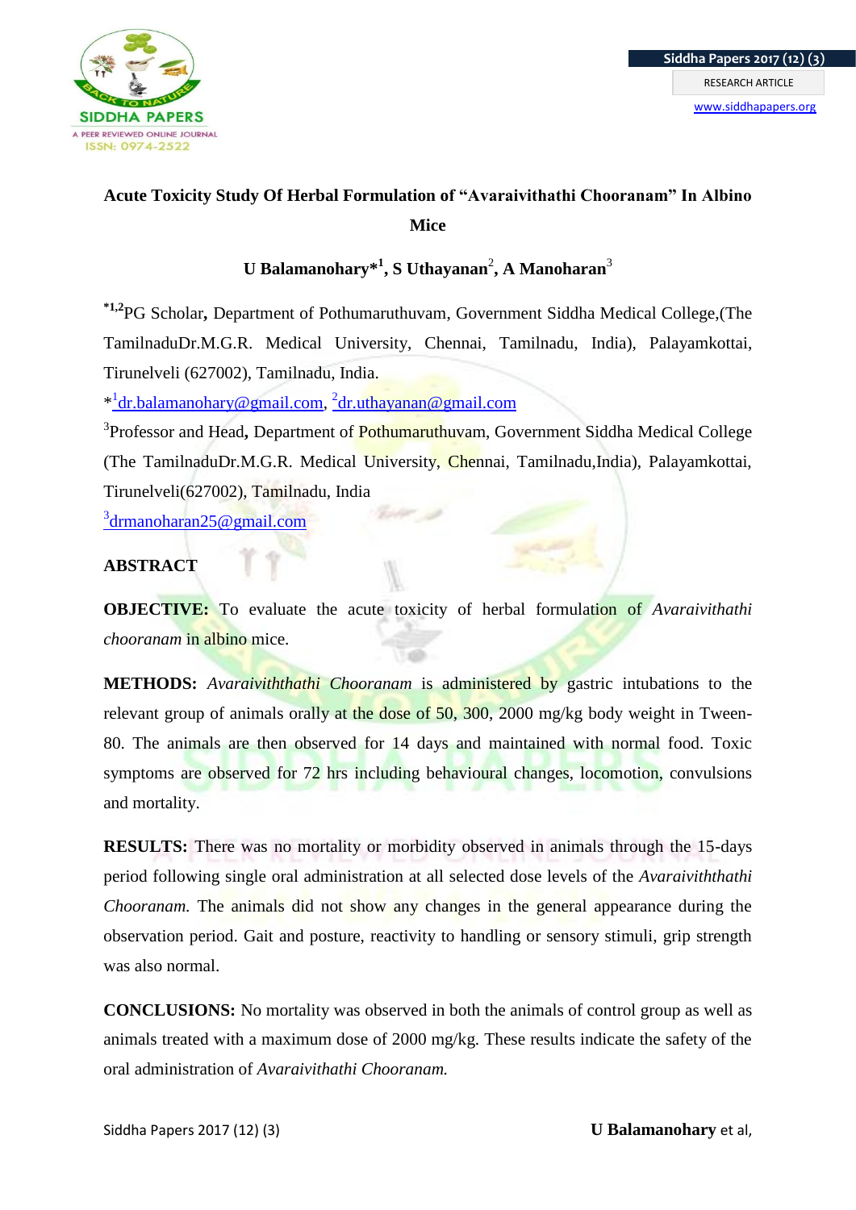# Acute Toxicity Study Of Herbal Formulation of "Avaraivithathi Chooranam" In Albino Mice

**U Balamanohary*[1], S Uthayanan[2], A Manoharan[3]**

[*1,2]PG Scholar, Department of Pothumaruthuvam, Government Siddha Medical College,(The TamilnaduDr.M.G.R. Medical University, Chennai, Tamilnadu, India), Palayamkottai, Tirunelveli (627002), Tamilnadu, India.

*[1]dr.balamanohary@gmail.com, [2]dr.uthayanan@gmail.com

[3]Professor and Head, Department of Pothumaruthuvam, Government Siddha Medical College (The TamilnaduDr.M.G.R. Medical University, Chennai, Tamilnadu,India), Palayamkottai, Tirunelveli(627002), Tamilnadu, India

[3]drmanoharan25@gmail.com

## ABSTRACT

**OBJECTIVE:** To evaluate the acute toxicity of herbal formulation of *Avaraivithathi chooranam* in albino mice.

**METHODS:** *Avaraiviththathi Chooranam* is administered by gastric intubations to the relevant group of animals orally at the dose of 50, 300, 2000 mg/kg body weight in Tween-80. The animals are then observed for 14 days and maintained with normal food. Toxic symptoms are observed for 72 hrs including behavioural changes, locomotion, convulsions and mortality.

**RESULTS:** There was no mortality or morbidity observed in animals through the 15-days period following single oral administration at all selected dose levels of the *Avaraiviththathi Chooranam*. The animals did not show any changes in the general appearance during the observation period. Gait and posture, reactivity to handling or sensory stimuli, grip strength was also normal.

**CONCLUSIONS:** No mortality was observed in both the animals of control group as well as animals treated with a maximum dose of 2000 mg/kg. These results indicate the safety of the oral administration of *Avaraivithathi Chooranam.*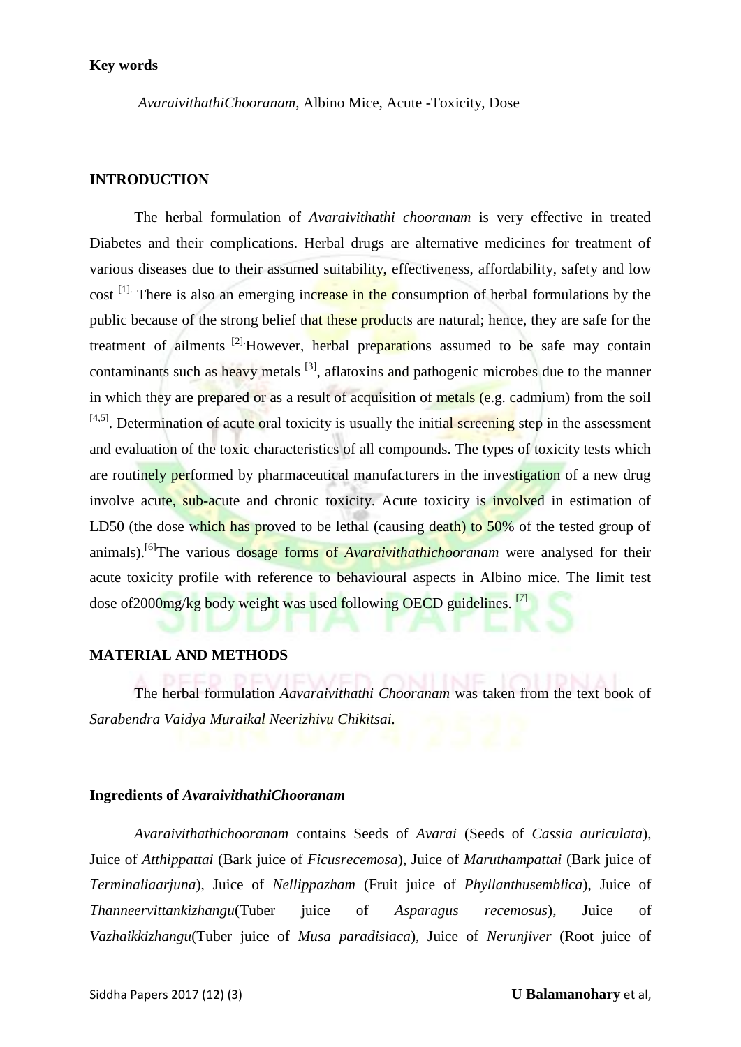**Key words**

*AvaraivithathiChooranam*, Albino Mice, Acute -Toxicity, Dose

**INTRODUCTION**

The herbal formulation of *Avaraivithathi chooranam* is very effective in treated Diabetes and their complications. Herbal drugs are alternative medicines for treatment of various diseases due to their assumed suitability, effectiveness, affordability, safety and low cost [1]. There is also an emerging increase in the consumption of herbal formulations by the public because of the strong belief that these products are natural; hence, they are safe for the treatment of ailments [2]. However, herbal preparations assumed to be safe may contain contaminants such as heavy metals [3], aflatoxins and pathogenic microbes due to the manner in which they are prepared or as a result of acquisition of metals (e.g. cadmium) from the soil [4,5]. Determination of acute oral toxicity is usually the initial screening step in the assessment and evaluation of the toxic characteristics of all compounds. The types of toxicity tests which are routinely performed by pharmaceutical manufacturers in the investigation of a new drug involve acute, sub-acute and chronic toxicity. Acute toxicity is involved in estimation of LD50 (the dose which has proved to be lethal (causing death) to 50% of the tested group of animals).[6]The various dosage forms of *Avaraivithathichooranam* were analysed for their acute toxicity profile with reference to behavioural aspects in Albino mice. The limit test dose of2000mg/kg body weight was used following OECD guidelines. [7]

**MATERIAL AND METHODS**

The herbal formulation *Aavaraivithathi Chooranam* was taken from the text book of *Sarabendra Vaidya Muraikal Neerizhivu Chikitsai.*

**Ingredients of *AvaraivithathiChooranam***

*Avaraivithathichooranam* contains Seeds of *Avarai* (Seeds of *Cassia auriculata*), Juice of *Atthippattai* (Bark juice of *Ficusrecemosa*), Juice of *Maruthampattai* (Bark juice of *Terminaliaarjuna*), Juice of *Nellippazham* (Fruit juice of *Phyllanthusemblica*), Juice of *Thanneervittankizhangu*(Tuber juice of *Asparagus recemosus*), Juice of *Vazhaikkizhangu*(Tuber juice of *Musa paradisiaca*), Juice of *Nerunjiver* (Root juice of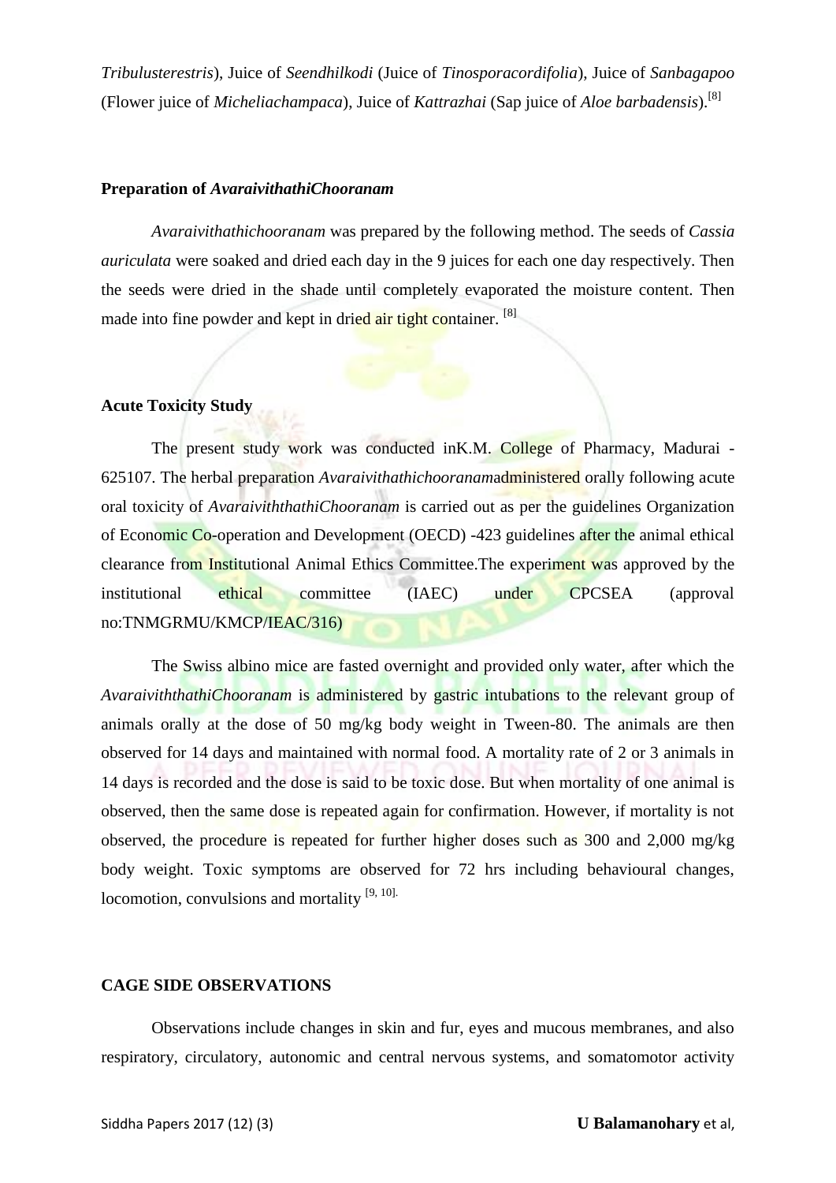*Tribulusterestris*), Juice of *Seendhilkodi* (Juice of *Tinosporacordifolia*), Juice of *Sanbagapoo* (Flower juice of *Micheliachampaca*), Juice of *Kattrazhai* (Sap juice of *Aloe barbadensis*).[8]

### Preparation of *AvaraivithathiChooranam*

*Avaraivithathichooranam* was prepared by the following method. The seeds of *Cassia auriculata* were soaked and dried each day in the 9 juices for each one day respectively. Then the seeds were dried in the shade until completely evaporated the moisture content. Then made into fine powder and kept in dried air tight container. [8]

### Acute Toxicity Study

The present study work was conducted inK.M. College of Pharmacy, Madurai - 625107. The herbal preparation *Avaraivithathichooranam*administered orally following acute oral toxicity of *AvaraiviththathiChooranam* is carried out as per the guidelines Organization of Economic Co-operation and Development (OECD) -423 guidelines after the animal ethical clearance from Institutional Animal Ethics Committee.The experiment was approved by the institutional ethical committee (IAEC) under CPCSEA (approval no:TNMGRMU/KMCP/IEAC/316)

The Swiss albino mice are fasted overnight and provided only water, after which the *AvaraiviththathiChooranam* is administered by gastric intubations to the relevant group of animals orally at the dose of 50 mg/kg body weight in Tween-80. The animals are then observed for 14 days and maintained with normal food. A mortality rate of 2 or 3 animals in 14 days is recorded and the dose is said to be toxic dose. But when mortality of one animal is observed, then the same dose is repeated again for confirmation. However, if mortality is not observed, the procedure is repeated for further higher doses such as 300 and 2,000 mg/kg body weight. Toxic symptoms are observed for 72 hrs including behavioural changes, locomotion, convulsions and mortality [9, 10].

### CAGE SIDE OBSERVATIONS

Observations include changes in skin and fur, eyes and mucous membranes, and also respiratory, circulatory, autonomic and central nervous systems, and somatomotor activity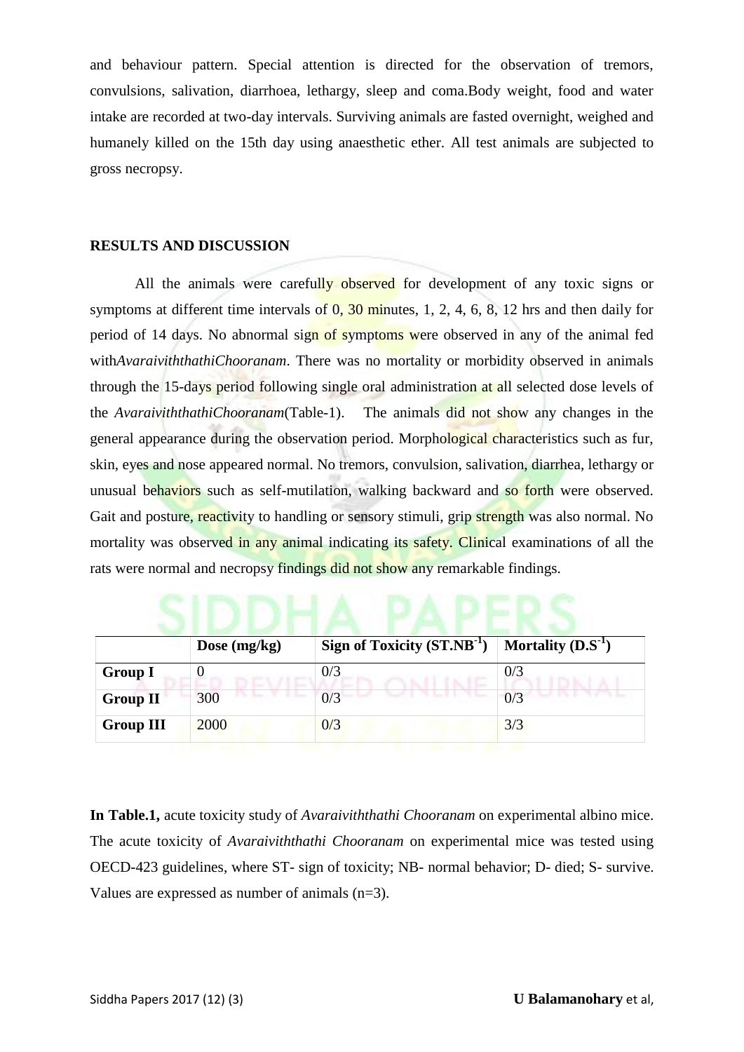and behaviour pattern. Special attention is directed for the observation of tremors, convulsions, salivation, diarrhoea, lethargy, sleep and coma.Body weight, food and water intake are recorded at two-day intervals. Surviving animals are fasted overnight, weighed and humanely killed on the 15th day using anaesthetic ether. All test animals are subjected to gross necropsy.

## RESULTS AND DISCUSSION

All the animals were carefully observed for development of any toxic signs or symptoms at different time intervals of 0, 30 minutes, 1, 2, 4, 6, 8, 12 hrs and then daily for period of 14 days. No abnormal sign of symptoms were observed in any of the animal fed with*AvaraiviththathiChooranam*. There was no mortality or morbidity observed in animals through the 15-days period following single oral administration at all selected dose levels of the *AvaraiviththathiChooranam*(Table-1). The animals did not show any changes in the general appearance during the observation period. Morphological characteristics such as fur, skin, eyes and nose appeared normal. No tremors, convulsion, salivation, diarrhea, lethargy or unusual behaviors such as self-mutilation, walking backward and so forth were observed. Gait and posture, reactivity to handling or sensory stimuli, grip strength was also normal. No mortality was observed in any animal indicating its safety. Clinical examinations of all the rats were normal and necropsy findings did not show any remarkable findings.

| | **Dose (mg/kg)** | **Sign of Toxicity ($ST.NB^{-1}$)** | **Mortality ($D.S^{-1}$)** |
|---|---|---|---|
| **Group I** | 0 | 0/3 | 0/3 |
| **Group II** | 300 | 0/3 | 0/3 |
| **Group III** | 2000 | 0/3 | 3/3 |

**In Table.1,** acute toxicity study of *Avaraiviththathi Chooranam* on experimental albino mice. The acute toxicity of *Avaraiviththathi Chooranam* on experimental mice was tested using OECD-423 guidelines, where ST- sign of toxicity; NB- normal behavior; D- died; S- survive. Values are expressed as number of animals (n=3).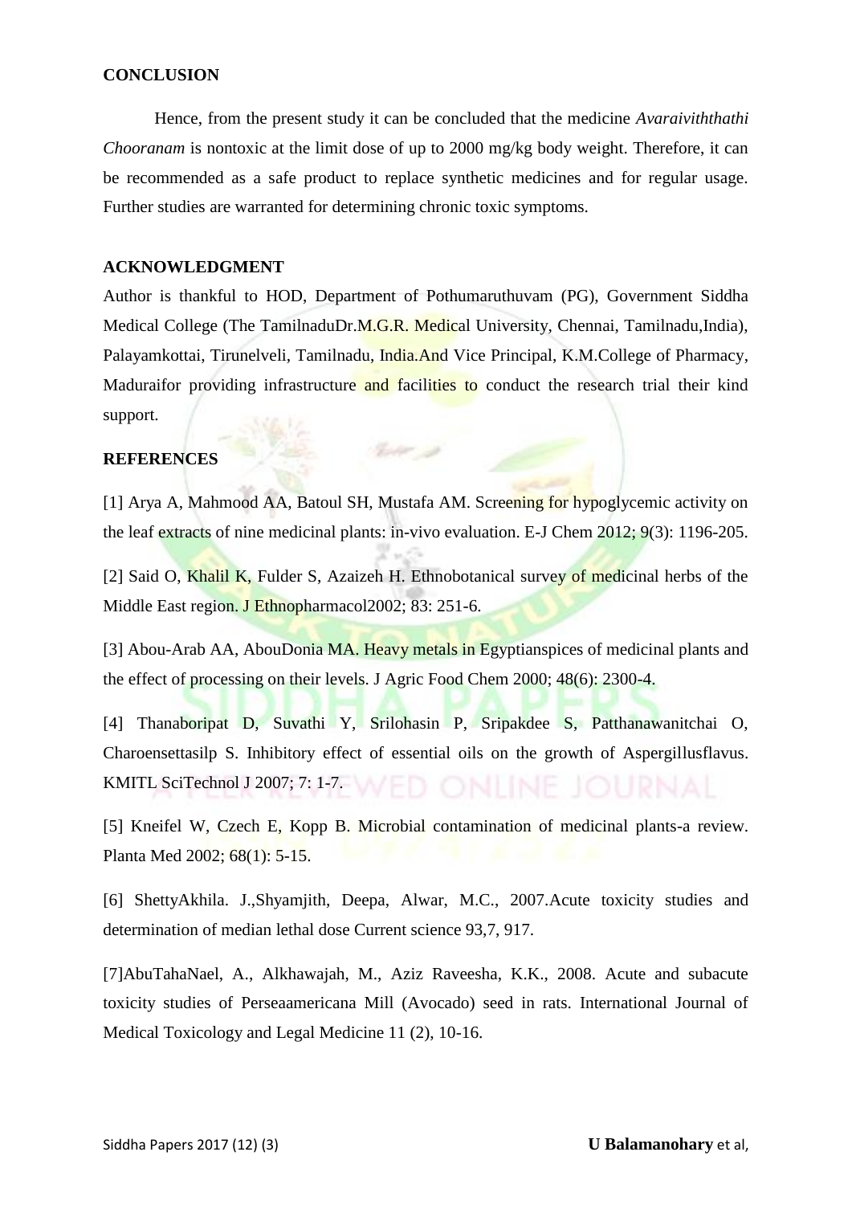## CONCLUSION

Hence, from the present study it can be concluded that the medicine *Avaraiviththathi Chooranam* is nontoxic at the limit dose of up to 2000 mg/kg body weight. Therefore, it can be recommended as a safe product to replace synthetic medicines and for regular usage. Further studies are warranted for determining chronic toxic symptoms.

## ACKNOWLEDGMENT

Author is thankful to HOD, Department of Pothumaruthuvam (PG), Government Siddha Medical College (The TamilnaduDr.M.G.R. Medical University, Chennai, Tamilnadu,India), Palayamkottai, Tirunelveli, Tamilnadu, India.And Vice Principal, K.M.College of Pharmacy, Maduraifor providing infrastructure and facilities to conduct the research trial their kind support.

## REFERENCES

[1] Arya A, Mahmood AA, Batoul SH, Mustafa AM. Screening for hypoglycemic activity on the leaf extracts of nine medicinal plants: in-vivo evaluation. E-J Chem 2012; 9(3): 1196-205.

[2] Said O, Khalil K, Fulder S, Azaizeh H. Ethnobotanical survey of medicinal herbs of the Middle East region. J Ethnopharmacol2002; 83: 251-6.

[3] Abou-Arab AA, AbouDonia MA. Heavy metals in Egyptianspices of medicinal plants and the effect of processing on their levels. J Agric Food Chem 2000; 48(6): 2300-4.

[4] Thanaboripat D, Suvathi Y, Srilohasin P, Sripakdee S, Patthanawanitchai O, Charoensettasilp S. Inhibitory effect of essential oils on the growth of Aspergillusflavus. KMITL SciTechnol J 2007; 7: 1-7.

[5] Kneifel W, Czech E, Kopp B. Microbial contamination of medicinal plants-a review. Planta Med 2002; 68(1): 5-15.

[6] ShettyAkhila. J.,Shyamjith, Deepa, Alwar, M.C., 2007.Acute toxicity studies and determination of median lethal dose Current science 93,7, 917.

[7]AbuTahaNael, A., Alkhawajah, M., Aziz Raveesha, K.K., 2008. Acute and subacute toxicity studies of Perseaamericana Mill (Avocado) seed in rats. International Journal of Medical Toxicology and Legal Medicine 11 (2), 10-16.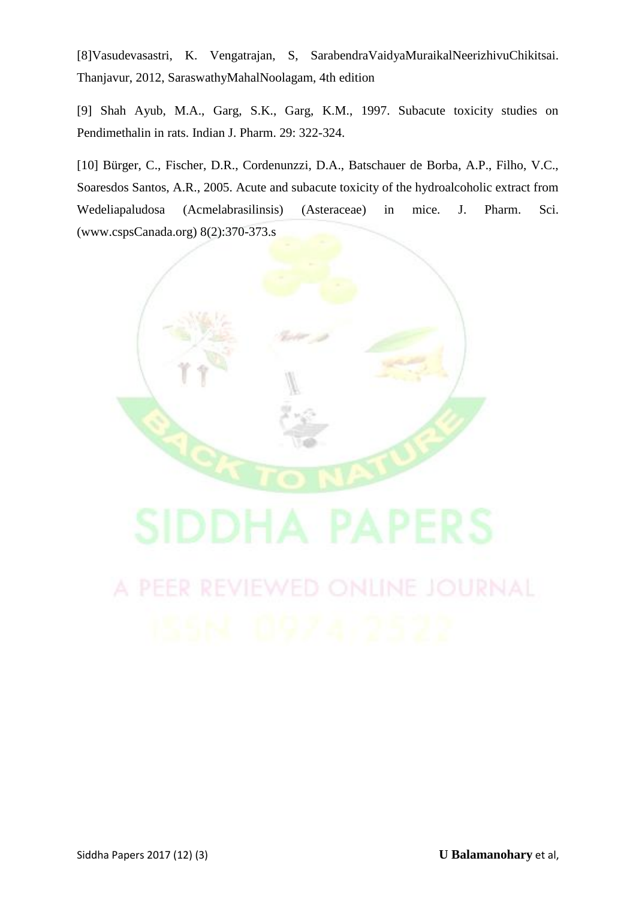[8]Vasudevasastri, K. Vengatrajan, S, SarabendraVaidyaMuraikalNeerizhivuChikitsai. Thanjavur, 2012, SaraswathyMahalNoolagam, 4th edition

[9] Shah Ayub, M.A., Garg, S.K., Garg, K.M., 1997. Subacute toxicity studies on Pendimethalin in rats. Indian J. Pharm. 29: 322-324.

[10] Bürger, C., Fischer, D.R., Cordenunzzi, D.A., Batschauer de Borba, A.P., Filho, V.C., Soaresdos Santos, A.R., 2005. Acute and subacute toxicity of the hydroalcoholic extract from Wedeliapaludosa (Acmelabrasilinsis) (Asteraceae) in mice. J. Pharm. Sci. (www.cspsCanada.org) 8(2):370-373.s